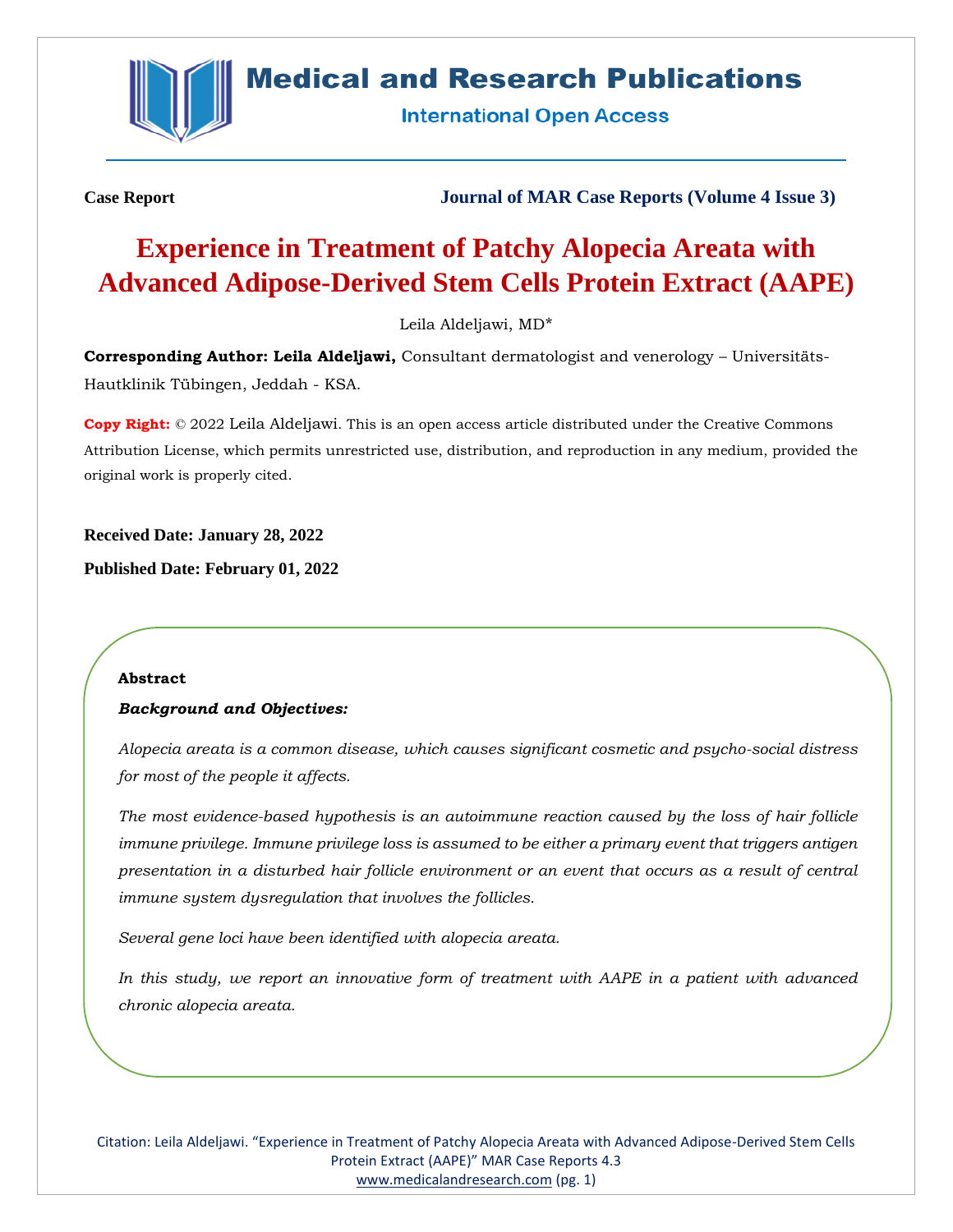**Case Report**

**Journal of MAR Case Reports (Volume 4 Issue 3)**

# Experience in Treatment of Patchy Alopecia Areata with Advanced Adipose-Derived Stem Cells Protein Extract (AAPE)

Leila Aldeljawi, MD*

**Corresponding Author: Leila Aldeljawi,** Consultant dermatologist and venerology – Universitäts-Hautklinik Tübingen, Jeddah - KSA.

**Copy Right:** © 2022 Leila Aldeljawi. This is an open access article distributed under the Creative Commons Attribution License, which permits unrestricted use, distribution, and reproduction in any medium, provided the original work is properly cited.

**Received Date: January 28, 2022**

**Published Date: February 01, 2022**

## Abstract

***Background and Objectives:***

*Alopecia areata is a common disease, which causes significant cosmetic and psycho-social distress for most of the people it affects.*

*The most evidence-based hypothesis is an autoimmune reaction caused by the loss of hair follicle immune privilege. Immune privilege loss is assumed to be either a primary event that triggers antigen presentation in a disturbed hair follicle environment or an event that occurs as a result of central immune system dysregulation that involves the follicles.*

*Several gene loci have been identified with alopecia areata.*

*In this study, we report an innovative form of treatment with AAPE in a patient with advanced chronic alopecia areata.*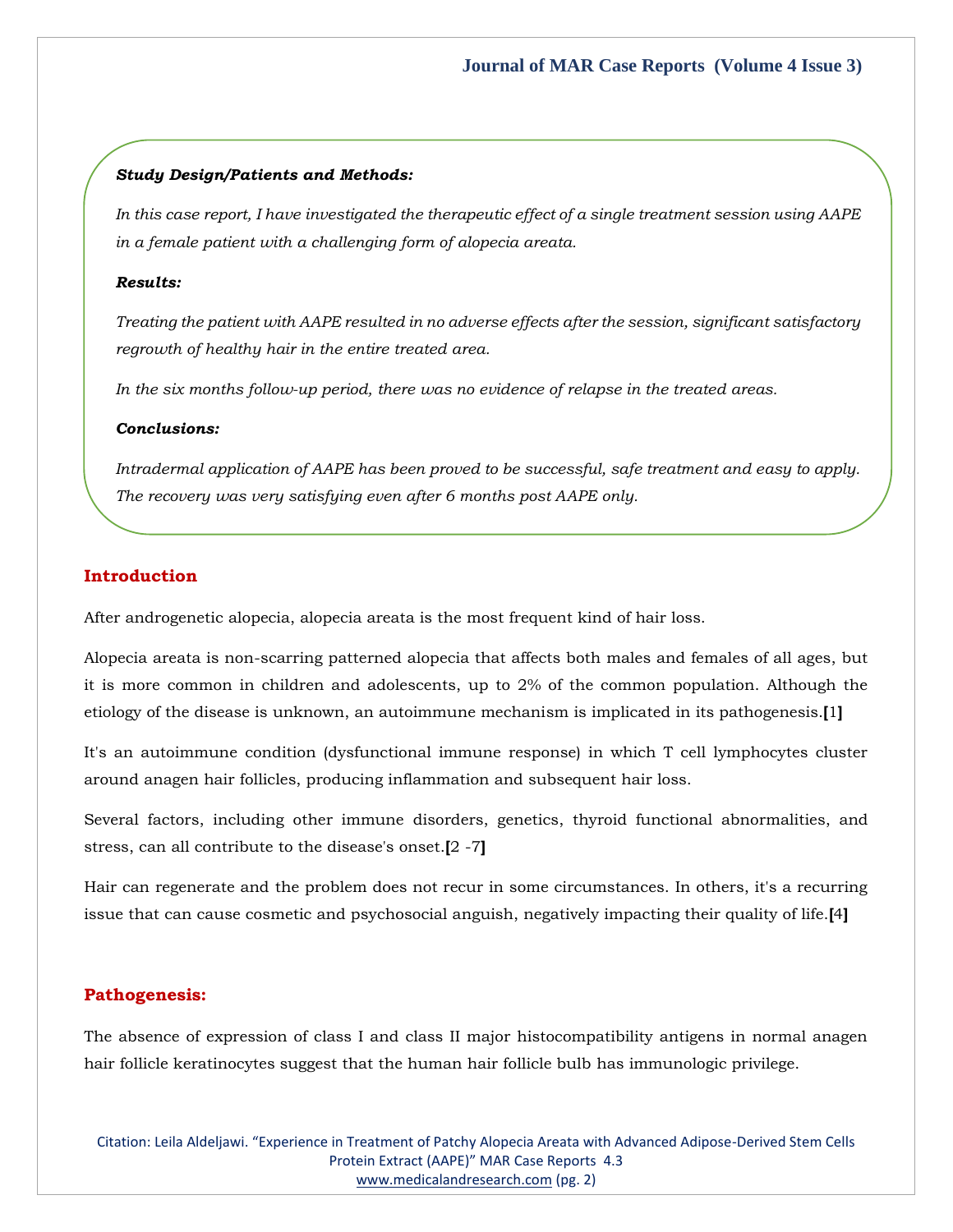***Study Design/Patients and Methods:***

*In this case report, I have investigated the therapeutic effect of a single treatment session using AAPE in a female patient with a challenging form of alopecia areata.*

***Results:***

*Treating the patient with AAPE resulted in no adverse effects after the session, significant satisfactory regrowth of healthy hair in the entire treated area.*

*In the six months follow-up period, there was no evidence of relapse in the treated areas.*

***Conclusions:***

*Intradermal application of AAPE has been proved to be successful, safe treatment and easy to apply. The recovery was very satisfying even after 6 months post AAPE only.*

## Introduction

After androgenetic alopecia, alopecia areata is the most frequent kind of hair loss.

Alopecia areata is non-scarring patterned alopecia that affects both males and females of all ages, but it is more common in children and adolescents, up to 2% of the common population. Although the etiology of the disease is unknown, an autoimmune mechanism is implicated in its pathogenesis.[1]

It's an autoimmune condition (dysfunctional immune response) in which T cell lymphocytes cluster around anagen hair follicles, producing inflammation and subsequent hair loss.

Several factors, including other immune disorders, genetics, thyroid functional abnormalities, and stress, can all contribute to the disease's onset.[2 -7]

Hair can regenerate and the problem does not recur in some circumstances. In others, it's a recurring issue that can cause cosmetic and psychosocial anguish, negatively impacting their quality of life.[4]

## Pathogenesis:

The absence of expression of class I and class II major histocompatibility antigens in normal anagen hair follicle keratinocytes suggest that the human hair follicle bulb has immunologic privilege.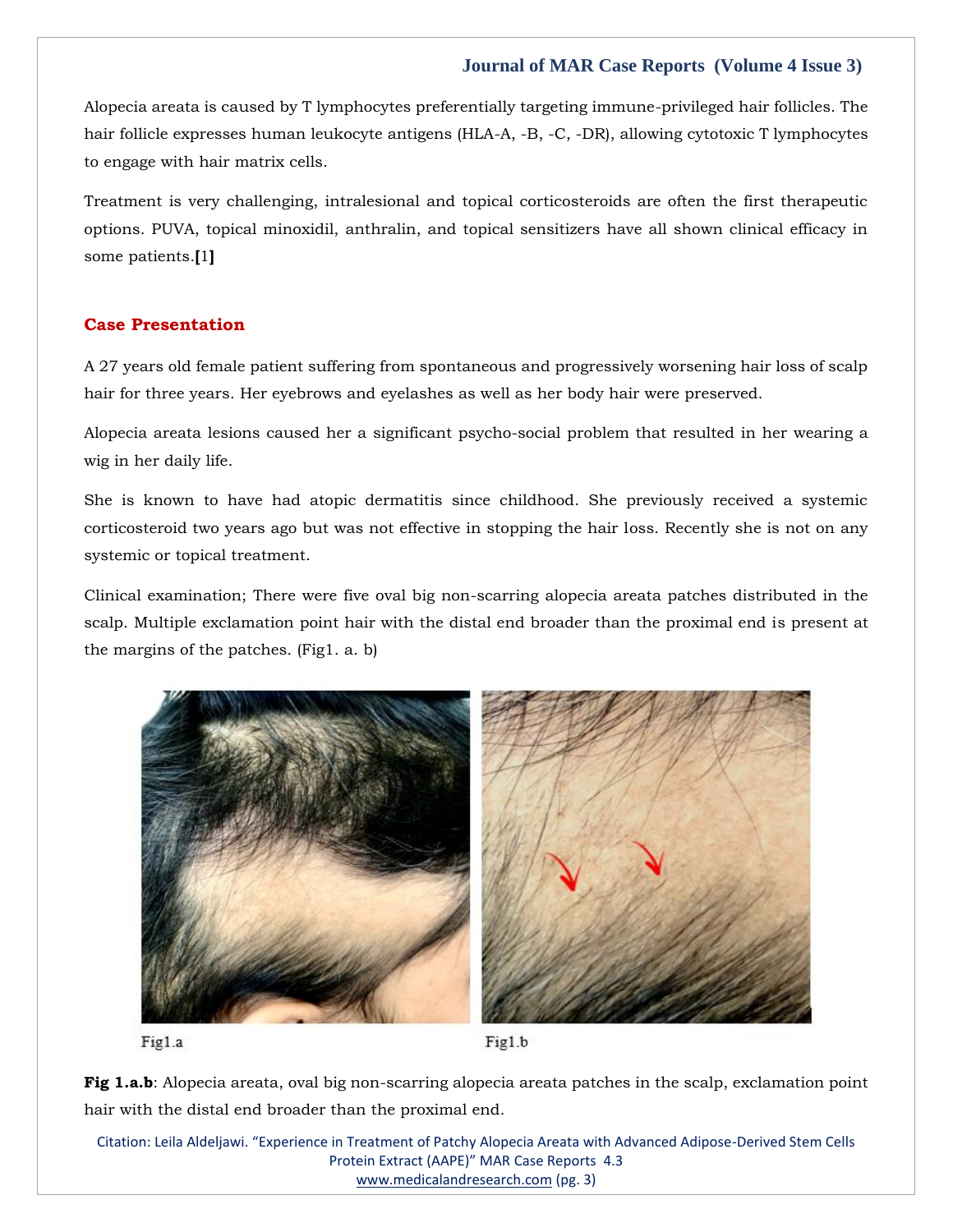Alopecia areata is caused by T lymphocytes preferentially targeting immune-privileged hair follicles. The hair follicle expresses human leukocyte antigens (HLA-A, -B, -C, -DR), allowing cytotoxic T lymphocytes to engage with hair matrix cells.

Treatment is very challenging, intralesional and topical corticosteroids are often the first therapeutic options. PUVA, topical minoxidil, anthralin, and topical sensitizers have all shown clinical efficacy in some patients.[1]

## Case Presentation

A 27 years old female patient suffering from spontaneous and progressively worsening hair loss of scalp hair for three years. Her eyebrows and eyelashes as well as her body hair were preserved.

Alopecia areata lesions caused her a significant psycho-social problem that resulted in her wearing a wig in her daily life.

She is known to have had atopic dermatitis since childhood. She previously received a systemic corticosteroid two years ago but was not effective in stopping the hair loss. Recently she is not on any systemic or topical treatment.

Clinical examination; There were five oval big non-scarring alopecia areata patches distributed in the scalp. Multiple exclamation point hair with the distal end broader than the proximal end is present at the margins of the patches. (Fig1. a. b)

Fig1.a

Fig1.b

**Fig 1.a.b**: Alopecia areata, oval big non-scarring alopecia areata patches in the scalp, exclamation point hair with the distal end broader than the proximal end.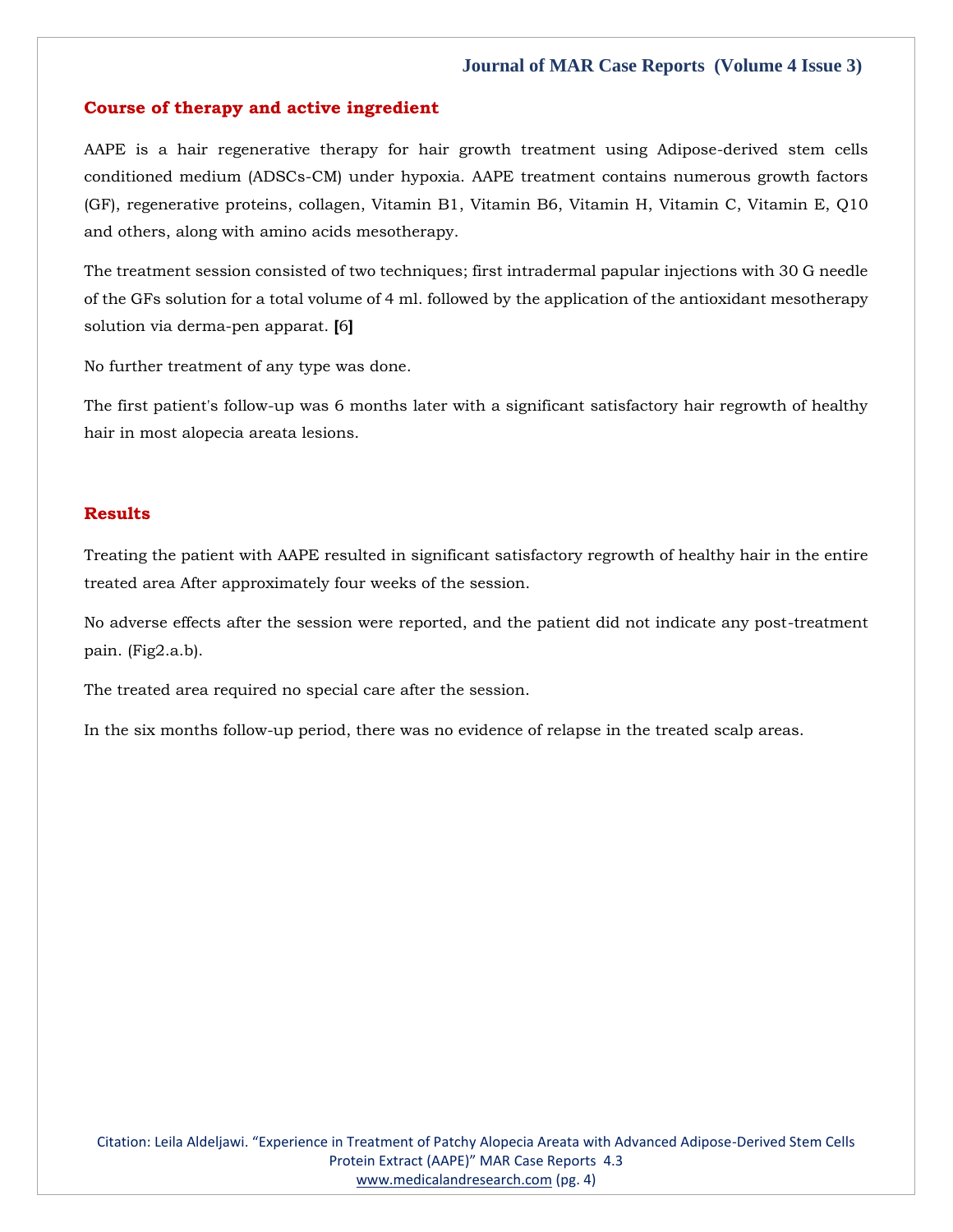## Course of therapy and active ingredient

AAPE is a hair regenerative therapy for hair growth treatment using Adipose-derived stem cells conditioned medium (ADSCs-CM) under hypoxia. AAPE treatment contains numerous growth factors (GF), regenerative proteins, collagen, Vitamin B1, Vitamin B6, Vitamin H, Vitamin C, Vitamin E, Q10 and others, along with amino acids mesotherapy.

The treatment session consisted of two techniques; first intradermal papular injections with 30 G needle of the GFs solution for a total volume of 4 ml. followed by the application of the antioxidant mesotherapy solution via derma-pen apparat. **[**6**]**

No further treatment of any type was done.

The first patient's follow-up was 6 months later with a significant satisfactory hair regrowth of healthy hair in most alopecia areata lesions.

## Results

Treating the patient with AAPE resulted in significant satisfactory regrowth of healthy hair in the entire treated area After approximately four weeks of the session.

No adverse effects after the session were reported, and the patient did not indicate any post-treatment pain. (Fig2.a.b).

The treated area required no special care after the session.

In the six months follow-up period, there was no evidence of relapse in the treated scalp areas.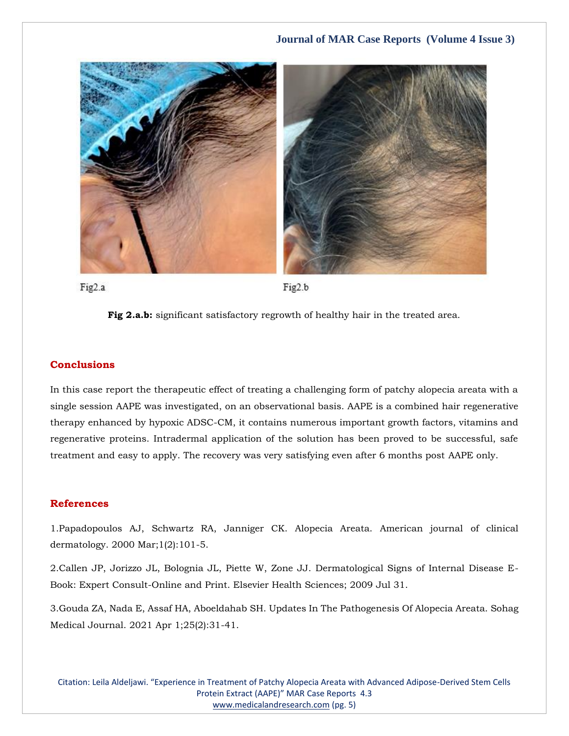Fig2.a

Fig2.b

**Fig 2.a.b:** significant satisfactory regrowth of healthy hair in the treated area.

## Conclusions

In this case report the therapeutic effect of treating a challenging form of patchy alopecia areata with a single session AAPE was investigated, on an observational basis. AAPE is a combined hair regenerative therapy enhanced by hypoxic ADSC-CM, it contains numerous important growth factors, vitamins and regenerative proteins. Intradermal application of the solution has been proved to be successful, safe treatment and easy to apply. The recovery was very satisfying even after 6 months post AAPE only.

## References

1.Papadopoulos AJ, Schwartz RA, Janniger CK. Alopecia Areata. American journal of clinical dermatology. 2000 Mar;1(2):101-5.

2.Callen JP, Jorizzo JL, Bolognia JL, Piette W, Zone JJ. Dermatological Signs of Internal Disease E-Book: Expert Consult-Online and Print. Elsevier Health Sciences; 2009 Jul 31.

3.Gouda ZA, Nada E, Assaf HA, Aboeldahab SH. Updates In The Pathogenesis Of Alopecia Areata. Sohag Medical Journal. 2021 Apr 1;25(2):31-41.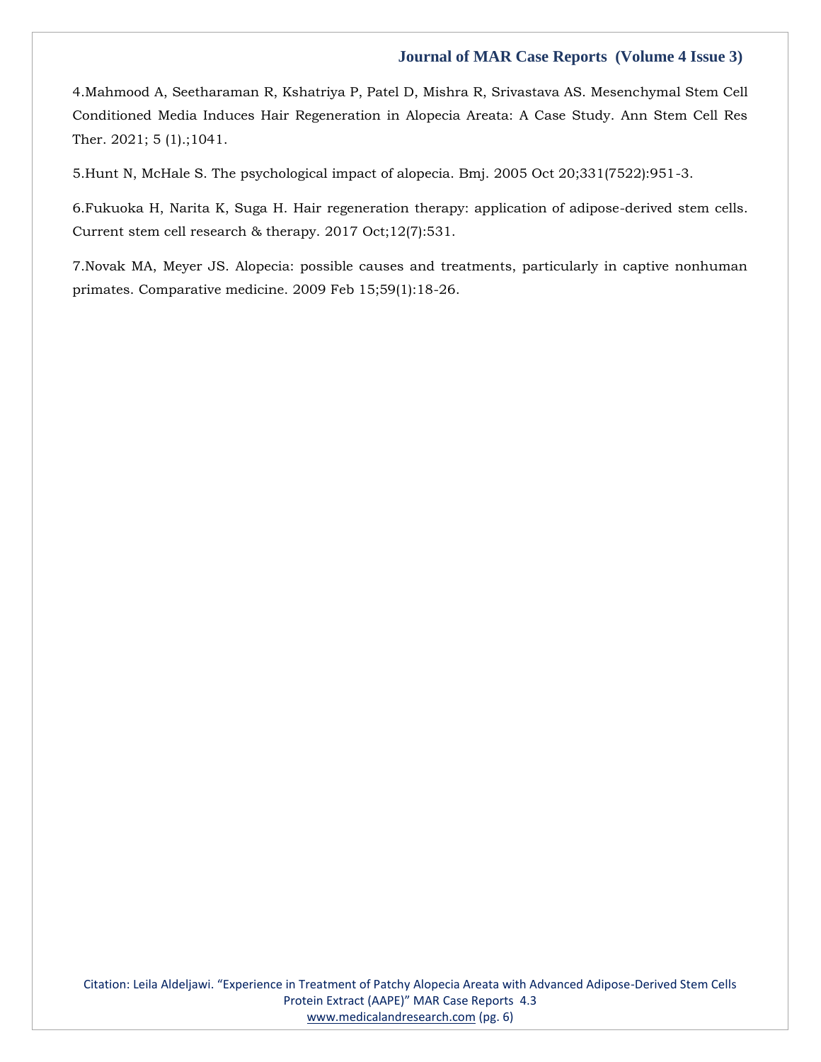4.Mahmood A, Seetharaman R, Kshatriya P, Patel D, Mishra R, Srivastava AS. Mesenchymal Stem Cell Conditioned Media Induces Hair Regeneration in Alopecia Areata: A Case Study. Ann Stem Cell Res Ther. 2021; 5 (1).;1041.

5.Hunt N, McHale S. The psychological impact of alopecia. Bmj. 2005 Oct 20;331(7522):951-3.

6.Fukuoka H, Narita K, Suga H. Hair regeneration therapy: application of adipose-derived stem cells. Current stem cell research & therapy. 2017 Oct;12(7):531.

7.Novak MA, Meyer JS. Alopecia: possible causes and treatments, particularly in captive nonhuman primates. Comparative medicine. 2009 Feb 15;59(1):18-26.